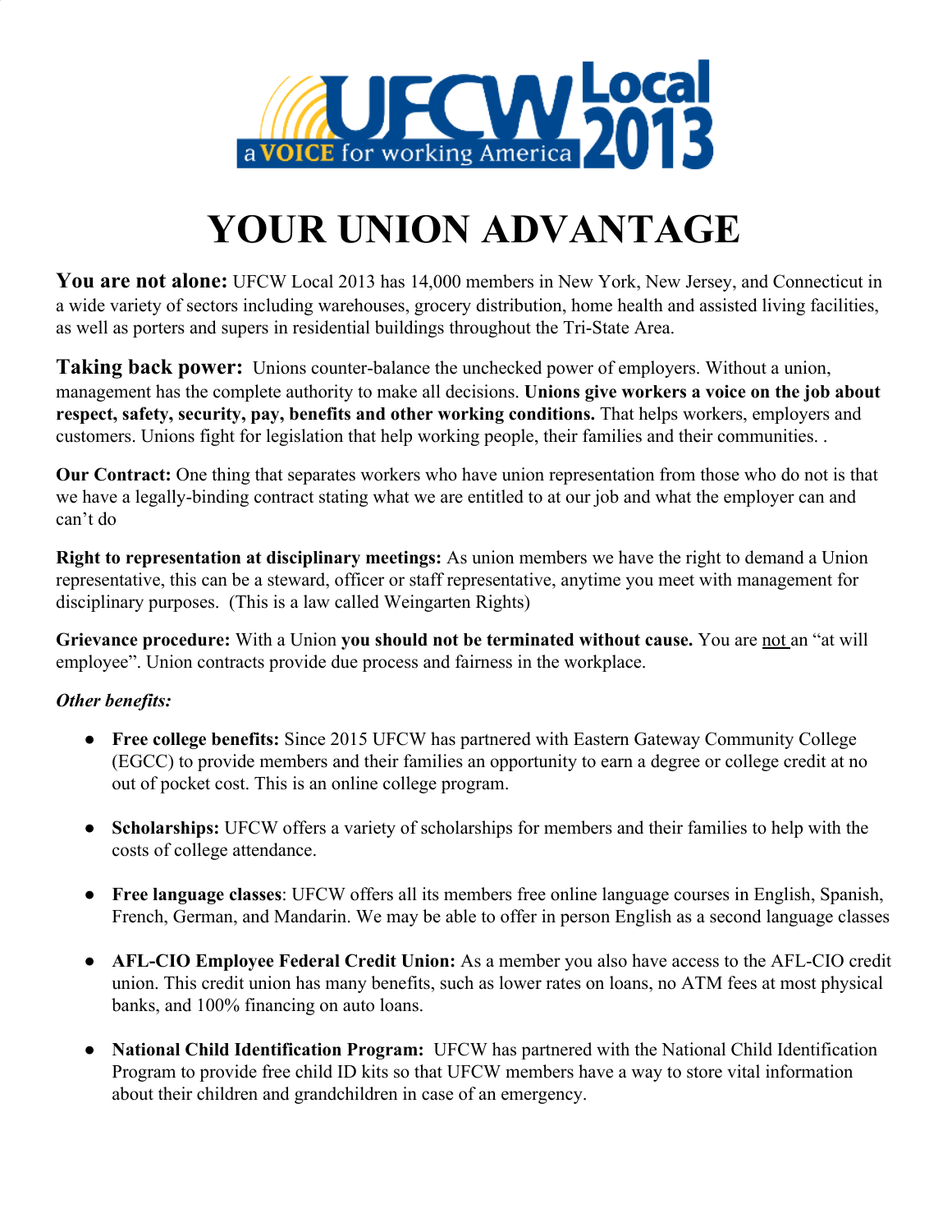UFCW Local 2013

a VOICE for working America

# YOUR UNION ADVANTAGE

**You are not alone:** UFCW Local 2013 has 14,000 members in New York, New Jersey, and Connecticut in a wide variety of sectors including warehouses, grocery distribution, home health and assisted living facilities, as well as porters and supers in residential buildings throughout the Tri-State Area.

**Taking back power:** Unions counter-balance the unchecked power of employers. Without a union, management has the complete authority to make all decisions. **Unions give workers a voice on the job about respect, safety, security, pay, benefits and other working conditions.** That helps workers, employers and customers. Unions fight for legislation that help working people, their families and their communities. .

**Our Contract:** One thing that separates workers who have union representation from those who do not is that we have a legally-binding contract stating what we are entitled to at our job and what the employer can and can't do

**Right to representation at disciplinary meetings:** As union members we have the right to demand a Union representative, this can be a steward, officer or staff representative, anytime you meet with management for disciplinary purposes. (This is a law called Weingarten Rights)

**Grievance procedure:** With a Union **you should not be terminated without cause.** You are not an "at will employee". Union contracts provide due process and fairness in the workplace.

***Other benefits:***

- **Free college benefits:** Since 2015 UFCW has partnered with Eastern Gateway Community College (EGCC) to provide members and their families an opportunity to earn a degree or college credit at no out of pocket cost. This is an online college program.

- **Scholarships:** UFCW offers a variety of scholarships for members and their families to help with the costs of college attendance.

- **Free language classes**: UFCW offers all its members free online language courses in English, Spanish, French, German, and Mandarin. We may be able to offer in person English as a second language classes

- **AFL-CIO Employee Federal Credit Union:** As a member you also have access to the AFL-CIO credit union. This credit union has many benefits, such as lower rates on loans, no ATM fees at most physical banks, and 100% financing on auto loans.

- **National Child Identification Program:** UFCW has partnered with the National Child Identification Program to provide free child ID kits so that UFCW members have a way to store vital information about their children and grandchildren in case of an emergency.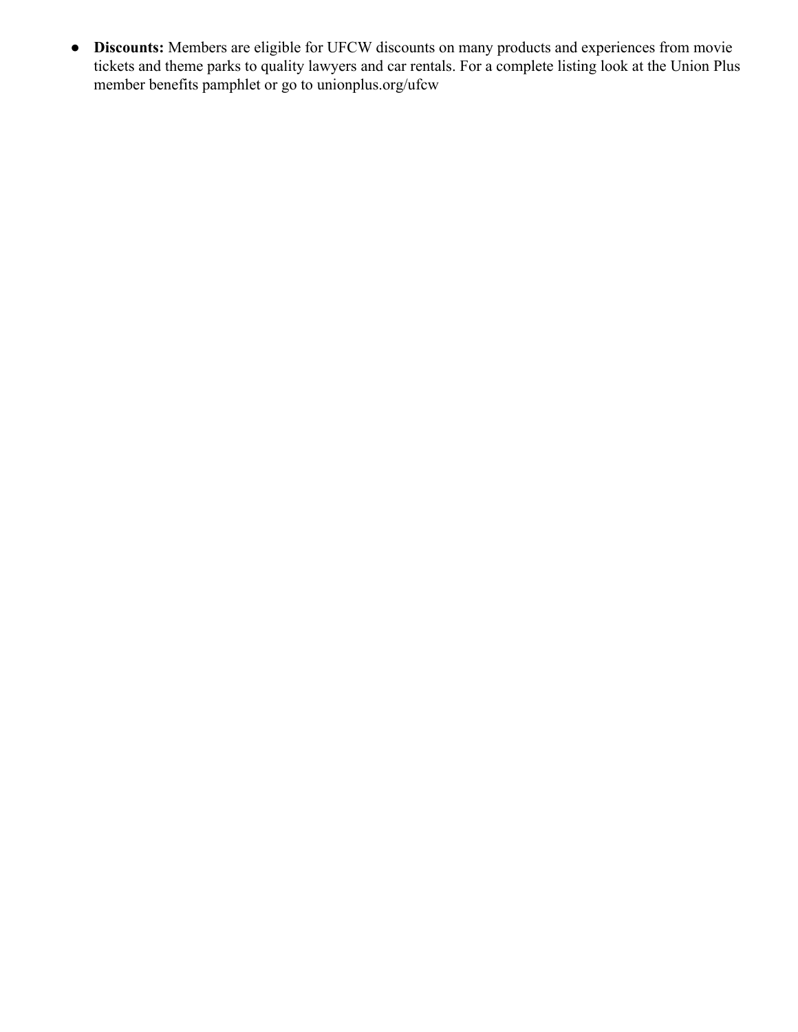- **Discounts:** Members are eligible for UFCW discounts on many products and experiences from movie tickets and theme parks to quality lawyers and car rentals. For a complete listing look at the Union Plus member benefits pamphlet or go to unionplus.org/ufcw